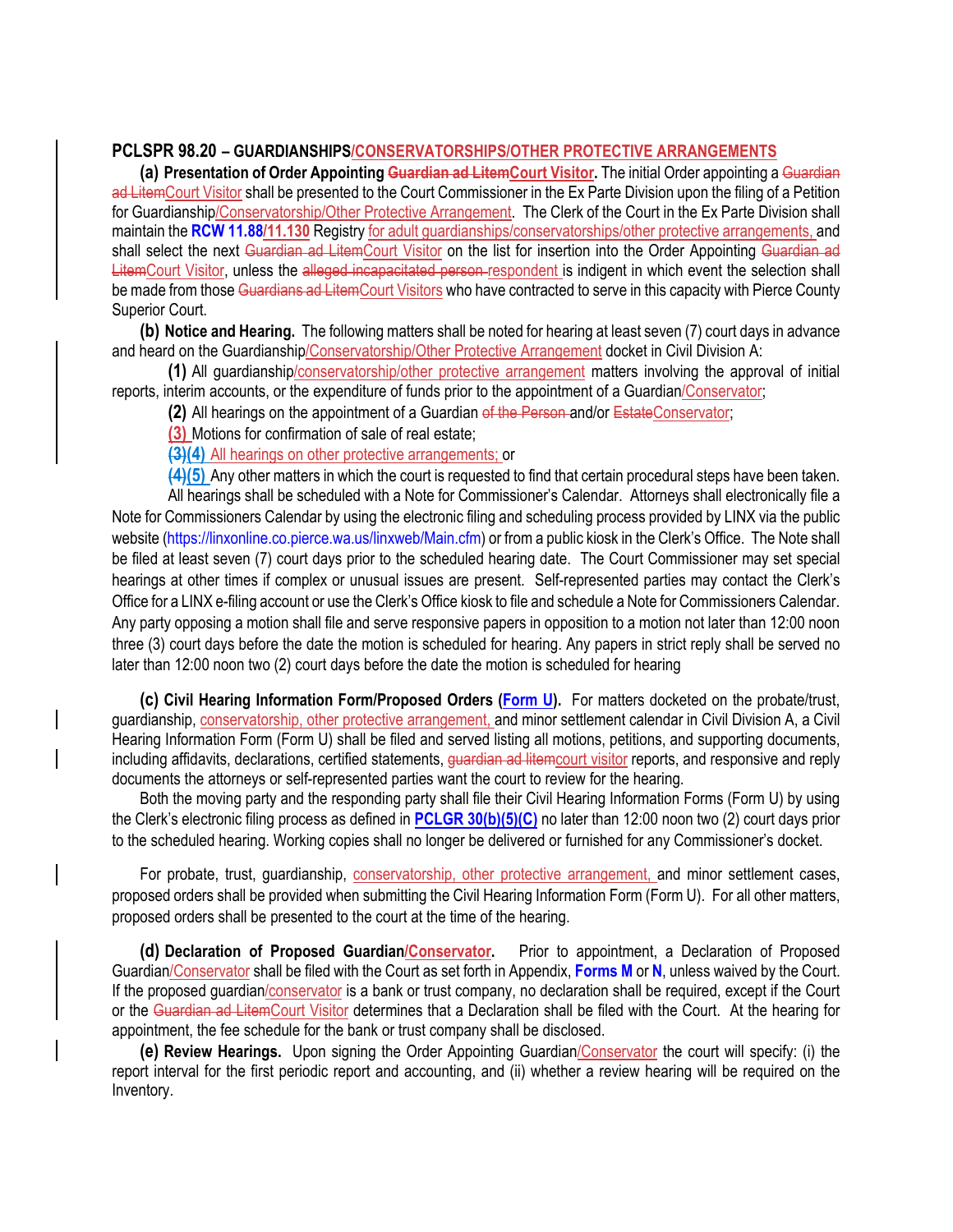**PCLSPR 98.20 – GUARDIANSHIPS/CONSERVATORSHIPS/OTHER PROTECTIVE ARRANGEMENTS**

**(a) Presentation of Order Appointing ~~Guardian ad Litem~~Court Visitor.** The initial Order appointing a ~~Guardian ad Litem~~Court Visitor shall be presented to the Court Commissioner in the Ex Parte Division upon the filing of a Petition for Guardianship/Conservatorship/Other Protective Arrangement. The Clerk of the Court in the Ex Parte Division shall maintain the **RCW 11.88/11.130** Registry for adult guardianships/conservatorships/other protective arrangements, and shall select the next ~~Guardian ad Litem~~Court Visitor on the list for insertion into the Order Appointing ~~Guardian ad Litem~~Court Visitor, unless the ~~alleged incapacitated person~~ respondent is indigent in which event the selection shall be made from those ~~Guardians ad Litem~~Court Visitors who have contracted to serve in this capacity with Pierce County Superior Court.

**(b) Notice and Hearing.** The following matters shall be noted for hearing at least seven (7) court days in advance and heard on the Guardianship/Conservatorship/Other Protective Arrangement docket in Civil Division A:

**(1)** All guardianship/conservatorship/other protective arrangement matters involving the approval of initial reports, interim accounts, or the expenditure of funds prior to the appointment of a Guardian/Conservator;

**(2)** All hearings on the appointment of a Guardian ~~of the Person~~ and/or ~~Estate~~Conservator;

**(3)** Motions for confirmation of sale of real estate;

~~(3)~~**(4)** All hearings on other protective arrangements; or

~~(4)~~**(5)** Any other matters in which the court is requested to find that certain procedural steps have been taken.

All hearings shall be scheduled with a Note for Commissioner's Calendar. Attorneys shall electronically file a Note for Commissioners Calendar by using the electronic filing and scheduling process provided by LINX via the public website (https://linxonline.co.pierce.wa.us/linxweb/Main.cfm) or from a public kiosk in the Clerk's Office. The Note shall be filed at least seven (7) court days prior to the scheduled hearing date. The Court Commissioner may set special hearings at other times if complex or unusual issues are present. Self-represented parties may contact the Clerk's Office for a LINX e-filing account or use the Clerk's Office kiosk to file and schedule a Note for Commissioners Calendar. Any party opposing a motion shall file and serve responsive papers in opposition to a motion not later than 12:00 noon three (3) court days before the date the motion is scheduled for hearing. Any papers in strict reply shall be served no later than 12:00 noon two (2) court days before the date the motion is scheduled for hearing

**(c) Civil Hearing Information Form/Proposed Orders (Form U).** For matters docketed on the probate/trust, guardianship, conservatorship, other protective arrangement, and minor settlement calendar in Civil Division A, a Civil Hearing Information Form (Form U) shall be filed and served listing all motions, petitions, and supporting documents, including affidavits, declarations, certified statements, ~~guardian ad litem~~court visitor reports, and responsive and reply documents the attorneys or self-represented parties want the court to review for the hearing.

Both the moving party and the responding party shall file their Civil Hearing Information Forms (Form U) by using the Clerk's electronic filing process as defined in **PCLGR 30(b)(5)(C)** no later than 12:00 noon two (2) court days prior to the scheduled hearing. Working copies shall no longer be delivered or furnished for any Commissioner's docket.

For probate, trust, guardianship, conservatorship, other protective arrangement, and minor settlement cases, proposed orders shall be provided when submitting the Civil Hearing Information Form (Form U). For all other matters, proposed orders shall be presented to the court at the time of the hearing.

**(d) Declaration of Proposed Guardian/Conservator.** Prior to appointment, a Declaration of Proposed Guardian/Conservator shall be filed with the Court as set forth in Appendix, **Forms M** or **N**, unless waived by the Court. If the proposed guardian/conservator is a bank or trust company, no declaration shall be required, except if the Court or the ~~Guardian ad Litem~~Court Visitor determines that a Declaration shall be filed with the Court. At the hearing for appointment, the fee schedule for the bank or trust company shall be disclosed.

**(e) Review Hearings.** Upon signing the Order Appointing Guardian/Conservator the court will specify: (i) the report interval for the first periodic report and accounting, and (ii) whether a review hearing will be required on the Inventory.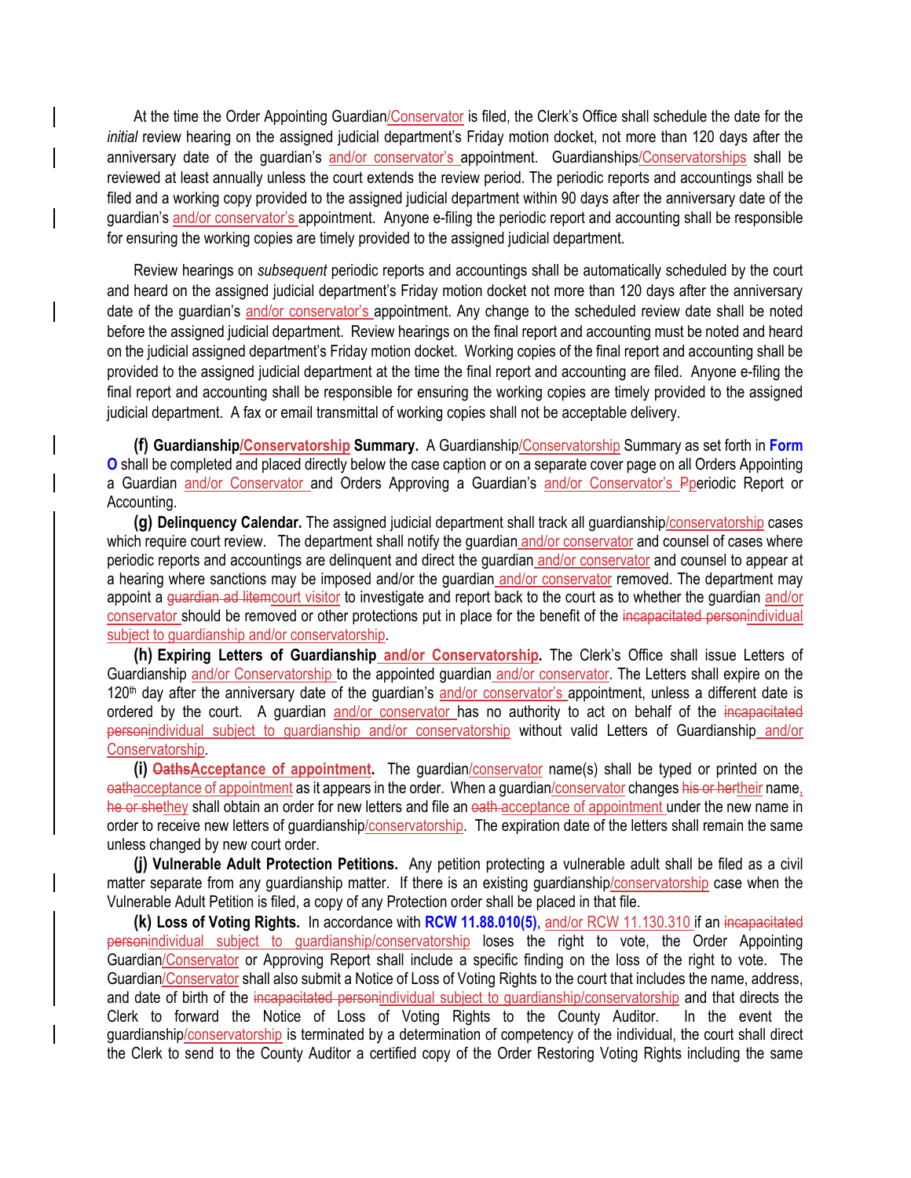At the time the Order Appointing Guardian/Conservator is filed, the Clerk's Office shall schedule the date for the *initial* review hearing on the assigned judicial department's Friday motion docket, not more than 120 days after the anniversary date of the guardian's and/or conservator's appointment. Guardianships/Conservatorships shall be reviewed at least annually unless the court extends the review period. The periodic reports and accountings shall be filed and a working copy provided to the assigned judicial department within 90 days after the anniversary date of the guardian's and/or conservator's appointment. Anyone e-filing the periodic report and accounting shall be responsible for ensuring the working copies are timely provided to the assigned judicial department.

Review hearings on *subsequent* periodic reports and accountings shall be automatically scheduled by the court and heard on the assigned judicial department's Friday motion docket not more than 120 days after the anniversary date of the guardian's and/or conservator's appointment. Any change to the scheduled review date shall be noted before the assigned judicial department. Review hearings on the final report and accounting must be noted and heard on the judicial assigned department's Friday motion docket. Working copies of the final report and accounting shall be provided to the assigned judicial department at the time the final report and accounting are filed. Anyone e-filing the final report and accounting shall be responsible for ensuring the working copies are timely provided to the assigned judicial department. A fax or email transmittal of working copies shall not be acceptable delivery.

**(f) Guardianship/Conservatorship Summary.** A Guardianship/Conservatorship Summary as set forth in **Form O** shall be completed and placed directly below the case caption or on a separate cover page on all Orders Appointing a Guardian and/or Conservator and Orders Approving a Guardian's and/or Conservator's ~~P~~periodic Report or Accounting.

**(g) Delinquency Calendar.** The assigned judicial department shall track all guardianship/conservatorship cases which require court review. The department shall notify the guardian and/or conservator and counsel of cases where periodic reports and accountings are delinquent and direct the guardian and/or conservator and counsel to appear at a hearing where sanctions may be imposed and/or the guardian and/or conservator removed. The department may appoint a ~~guardian ad litem~~court visitor to investigate and report back to the court as to whether the guardian and/or conservator should be removed or other protections put in place for the benefit of the ~~incapacitated person~~individual subject to guardianship and/or conservatorship.

**(h) Expiring Letters of Guardianship and/or Conservatorship.** The Clerk's Office shall issue Letters of Guardianship and/or Conservatorship to the appointed guardian and/or conservator. The Letters shall expire on the 120th day after the anniversary date of the guardian's and/or conservator's appointment, unless a different date is ordered by the court. A guardian and/or conservator has no authority to act on behalf of the ~~incapacitated person~~individual subject to guardianship and/or conservatorship without valid Letters of Guardianship and/or Conservatorship.

**(i) ~~Oaths~~Acceptance of appointment.** The guardian/conservator name(s) shall be typed or printed on the ~~oath~~acceptance of appointment as it appears in the order. When a guardian/conservator changes ~~his or her~~their name, ~~he or she~~they shall obtain an order for new letters and file an ~~oath~~ acceptance of appointment under the new name in order to receive new letters of guardianship/conservatorship. The expiration date of the letters shall remain the same unless changed by new court order.

**(j) Vulnerable Adult Protection Petitions.** Any petition protecting a vulnerable adult shall be filed as a civil matter separate from any guardianship matter. If there is an existing guardianship/conservatorship case when the Vulnerable Adult Petition is filed, a copy of any Protection order shall be placed in that file.

**(k) Loss of Voting Rights.** In accordance with **RCW 11.88.010(5)**, and/or RCW 11.130.310 if an ~~incapacitated person~~individual subject to guardianship/conservatorship loses the right to vote, the Order Appointing Guardian/Conservator or Approving Report shall include a specific finding on the loss of the right to vote. The Guardian/Conservator shall also submit a Notice of Loss of Voting Rights to the court that includes the name, address, and date of birth of the ~~incapacitated person~~individual subject to guardianship/conservatorship and that directs the Clerk to forward the Notice of Loss of Voting Rights to the County Auditor. In the event the guardianship/conservatorship is terminated by a determination of competency of the individual, the court shall direct the Clerk to send to the County Auditor a certified copy of the Order Restoring Voting Rights including the same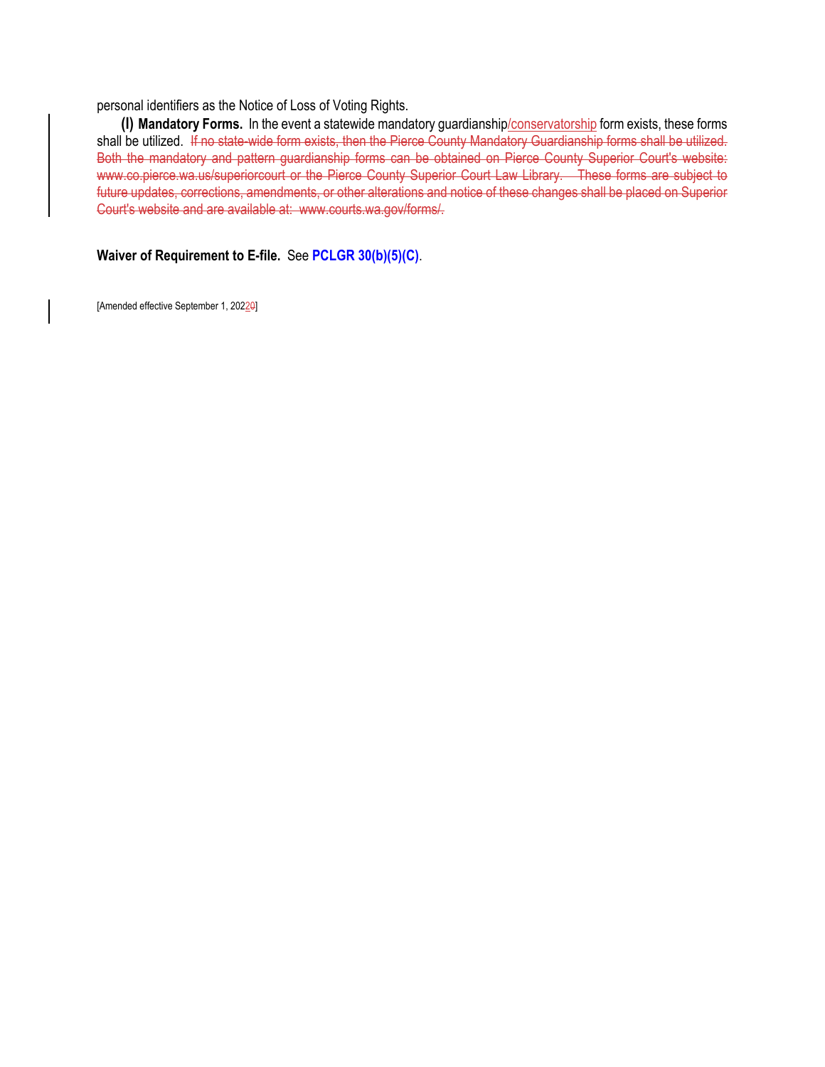personal identifiers as the Notice of Loss of Voting Rights.

**(l) Mandatory Forms.** In the event a statewide mandatory guardianship/conservatorship form exists, these forms shall be utilized. ~~If no state-wide form exists, then the Pierce County Mandatory Guardianship forms shall be utilized. Both the mandatory and pattern guardianship forms can be obtained on Pierce County Superior Court's website: www.co.pierce.wa.us/superiorcourt or the Pierce County Superior Court Law Library. These forms are subject to future updates, corrections, amendments, or other alterations and notice of these changes shall be placed on Superior Court's website and are available at: www.courts.wa.gov/forms/.~~

**Waiver of Requirement to E-file.** See **PCLGR 30(b)(5)(C)**.

[Amended effective September 1, 202~~0~~2]